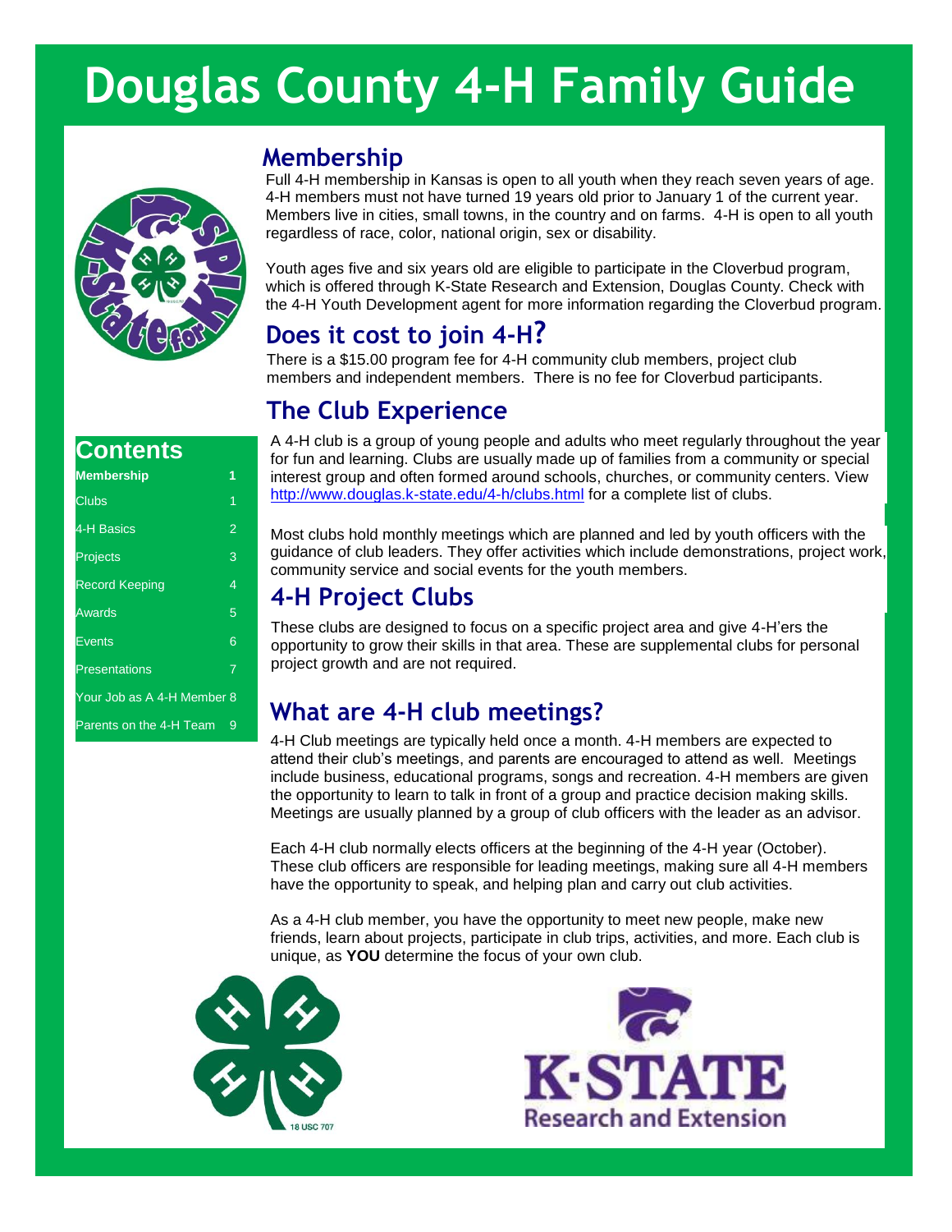# Douglas County 4-H Family Guide

## Contents

| | |
|---|---|
| **Membership** | **1** |
| Clubs | 1 |
| 4-H Basics | 2 |
| Projects | 3 |
| Record Keeping | 4 |
| Awards | 5 |
| Events | 6 |
| Presentations | 7 |
| Your Job as A 4-H Member | 8 |
| Parents on the 4-H Team | 9 |

## Membership

Full 4-H membership in Kansas is open to all youth when they reach seven years of age. 4-H members must not have turned 19 years old prior to January 1 of the current year. Members live in cities, small towns, in the country and on farms. 4-H is open to all youth regardless of race, color, national origin, sex or disability.

Youth ages five and six years old are eligible to participate in the Cloverbud program, which is offered through K-State Research and Extension, Douglas County. Check with the 4-H Youth Development agent for more information regarding the Cloverbud program.

## Does it cost to join 4-H?

There is a $15.00 program fee for 4-H community club members, project club members and independent members. There is no fee for Cloverbud participants.

## The Club Experience

A 4-H club is a group of young people and adults who meet regularly throughout the year for fun and learning. Clubs are usually made up of families from a community or special interest group and often formed around schools, churches, or community centers. View http://www.douglas.k-state.edu/4-h/clubs.html for a complete list of clubs.

Most clubs hold monthly meetings which are planned and led by youth officers with the guidance of club leaders. They offer activities which include demonstrations, project work, community service and social events for the youth members.

## 4-H Project Clubs

These clubs are designed to focus on a specific project area and give 4-H'ers the opportunity to grow their skills in that area. These are supplemental clubs for personal project growth and are not required.

## What are 4-H club meetings?

4-H Club meetings are typically held once a month. 4-H members are expected to attend their club's meetings, and parents are encouraged to attend as well. Meetings include business, educational programs, songs and recreation. 4-H members are given the opportunity to learn to talk in front of a group and practice decision making skills. Meetings are usually planned by a group of club officers with the leader as an advisor.

Each 4-H club normally elects officers at the beginning of the 4-H year (October). These club officers are responsible for leading meetings, making sure all 4-H members have the opportunity to speak, and helping plan and carry out club activities.

As a 4-H club member, you have the opportunity to meet new people, make new friends, learn about projects, participate in club trips, activities, and more. Each club is unique, as **YOU** determine the focus of your own club.

18 USC 707

K·STATE Research and Extension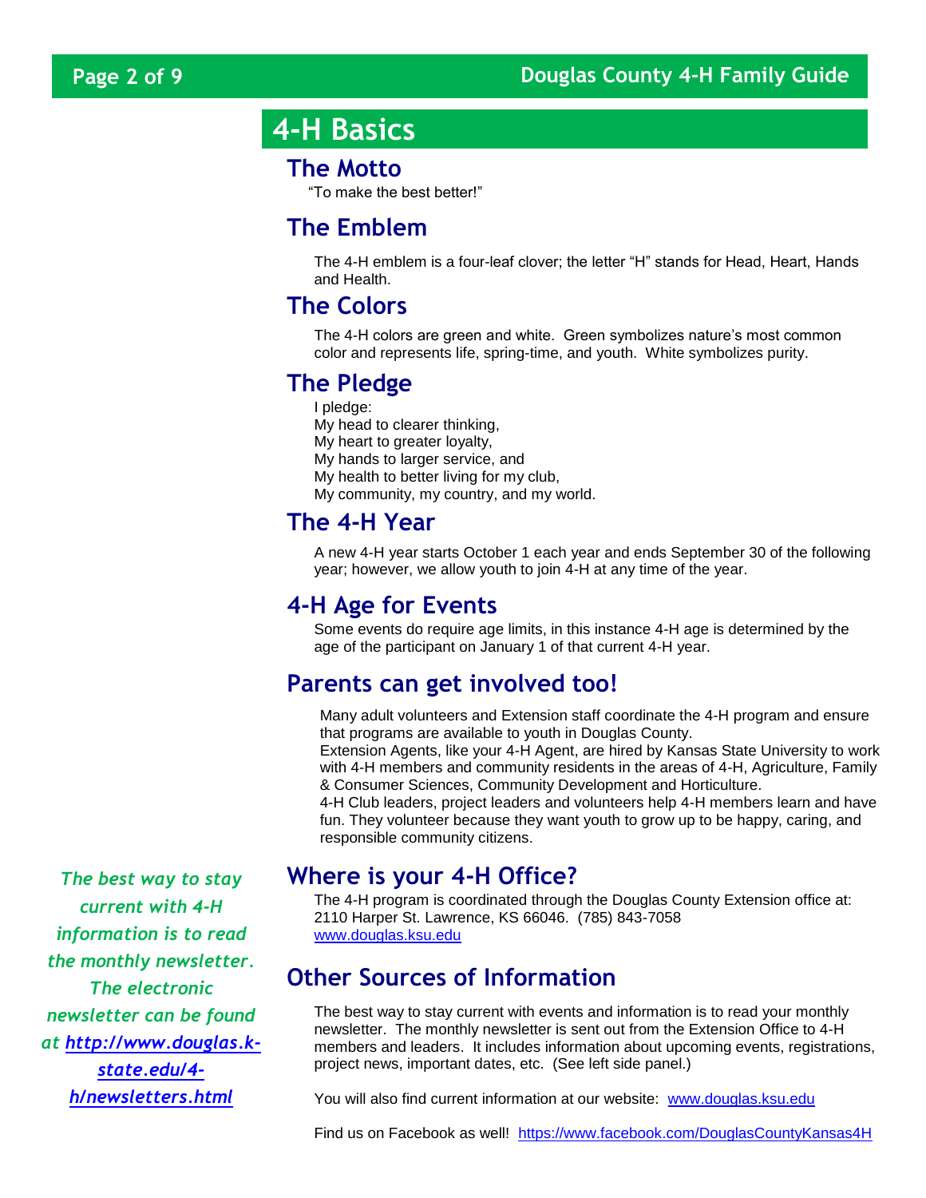# 4-H Basics

## The Motto

"To make the best better!"

## The Emblem

The 4-H emblem is a four-leaf clover; the letter "H" stands for Head, Heart, Hands and Health.

## The Colors

The 4-H colors are green and white. Green symbolizes nature's most common color and represents life, spring-time, and youth. White symbolizes purity.

## The Pledge

I pledge:
My head to clearer thinking,
My heart to greater loyalty,
My hands to larger service, and
My health to better living for my club,
My community, my country, and my world.

## The 4-H Year

A new 4-H year starts October 1 each year and ends September 30 of the following year; however, we allow youth to join 4-H at any time of the year.

## 4-H Age for Events

Some events do require age limits, in this instance 4-H age is determined by the age of the participant on January 1 of that current 4-H year.

## Parents can get involved too!

Many adult volunteers and Extension staff coordinate the 4-H program and ensure that programs are available to youth in Douglas County.

Extension Agents, like your 4-H Agent, are hired by Kansas State University to work with 4-H members and community residents in the areas of 4-H, Agriculture, Family & Consumer Sciences, Community Development and Horticulture.

4-H Club leaders, project leaders and volunteers help 4-H members learn and have fun. They volunteer because they want youth to grow up to be happy, caring, and responsible community citizens.

## Where is your 4-H Office?

The 4-H program is coordinated through the Douglas County Extension office at:
2110 Harper St. Lawrence, KS 66046. (785) 843-7058
www.douglas.ksu.edu

## Other Sources of Information

The best way to stay current with events and information is to read your monthly newsletter. The monthly newsletter is sent out from the Extension Office to 4-H members and leaders. It includes information about upcoming events, registrations, project news, important dates, etc. (See left side panel.)

You will also find current information at our website: www.douglas.ksu.edu

Find us on Facebook as well! https://www.facebook.com/DouglasCountyKansas4H

***The best way to stay current with 4-H information is to read the monthly newsletter. The electronic newsletter can be found at http://www.douglas.k-state.edu/4-h/newsletters.html***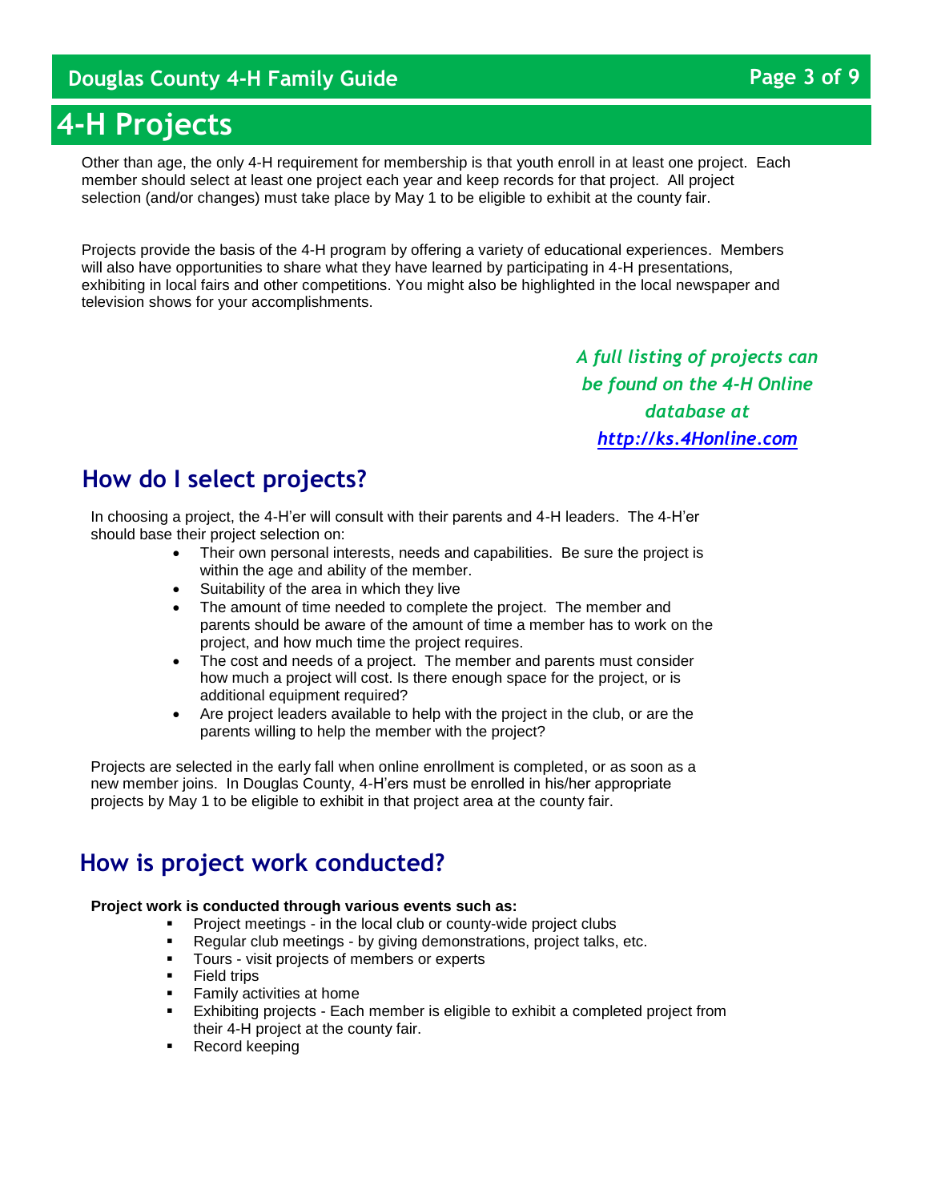# 4-H Projects

Other than age, the only 4-H requirement for membership is that youth enroll in at least one project. Each member should select at least one project each year and keep records for that project. All project selection (and/or changes) must take place by May 1 to be eligible to exhibit at the county fair.

Projects provide the basis of the 4-H program by offering a variety of educational experiences. Members will also have opportunities to share what they have learned by participating in 4-H presentations, exhibiting in local fairs and other competitions. You might also be highlighted in the local newspaper and television shows for your accomplishments.

*A full listing of projects can be found on the 4-H Online database at [http://ks.4Honline.com](http://ks.4Honline.com)*

## How do I select projects?

In choosing a project, the 4-H'er will consult with their parents and 4-H leaders. The 4-H'er should base their project selection on:

- Their own personal interests, needs and capabilities. Be sure the project is within the age and ability of the member.
- Suitability of the area in which they live
- The amount of time needed to complete the project. The member and parents should be aware of the amount of time a member has to work on the project, and how much time the project requires.
- The cost and needs of a project. The member and parents must consider how much a project will cost. Is there enough space for the project, or is additional equipment required?
- Are project leaders available to help with the project in the club, or are the parents willing to help the member with the project?

Projects are selected in the early fall when online enrollment is completed, or as soon as a new member joins. In Douglas County, 4-H'ers must be enrolled in his/her appropriate projects by May 1 to be eligible to exhibit in that project area at the county fair.

## How is project work conducted?

**Project work is conducted through various events such as:**

- Project meetings - in the local club or county-wide project clubs
- Regular club meetings - by giving demonstrations, project talks, etc.
- Tours - visit projects of members or experts
- Field trips
- Family activities at home
- Exhibiting projects - Each member is eligible to exhibit a completed project from their 4-H project at the county fair.
- Record keeping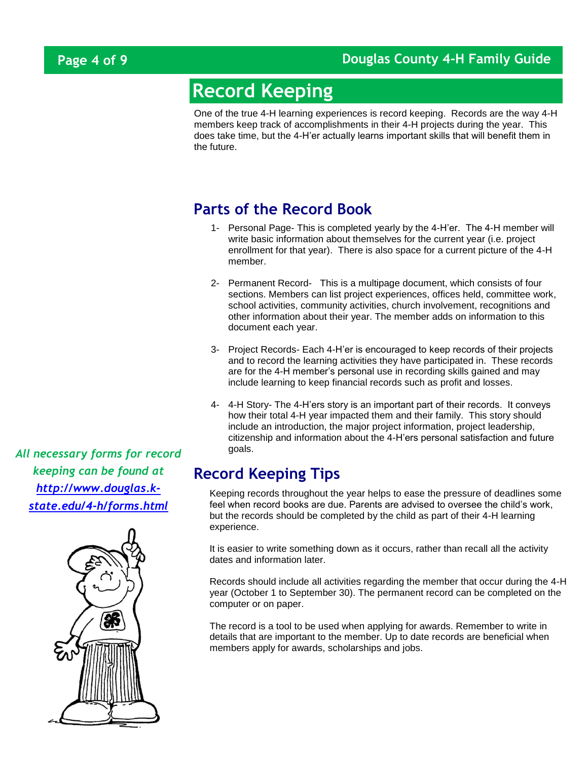# Record Keeping

One of the true 4-H learning experiences is record keeping. Records are the way 4-H members keep track of accomplishments in their 4-H projects during the year. This does take time, but the 4-H'er actually learns important skills that will benefit them in the future.

## Parts of the Record Book

1- Personal Page- This is completed yearly by the 4-H'er. The 4-H member will write basic information about themselves for the current year (i.e. project enrollment for that year). There is also space for a current picture of the 4-H member.

2- Permanent Record- This is a multipage document, which consists of four sections. Members can list project experiences, offices held, committee work, school activities, community activities, church involvement, recognitions and other information about their year. The member adds on information to this document each year.

3- Project Records- Each 4-H'er is encouraged to keep records of their projects and to record the learning activities they have participated in. These records are for the 4-H member's personal use in recording skills gained and may include learning to keep financial records such as profit and losses.

4- 4-H Story- The 4-H'ers story is an important part of their records. It conveys how their total 4-H year impacted them and their family. This story should include an introduction, the major project information, project leadership, citizenship and information about the 4-H'ers personal satisfaction and future goals.

*All necessary forms for record keeping can be found at [http://www.douglas.k-state.edu/4-h/forms.html](http://www.douglas.k-state.edu/4-h/forms.html)*

## Record Keeping Tips

Keeping records throughout the year helps to ease the pressure of deadlines some feel when record books are due. Parents are advised to oversee the child's work, but the records should be completed by the child as part of their 4-H learning experience.

It is easier to write something down as it occurs, rather than recall all the activity dates and information later.

Records should include all activities regarding the member that occur during the 4-H year (October 1 to September 30). The permanent record can be completed on the computer or on paper.

The record is a tool to be used when applying for awards. Remember to write in details that are important to the member. Up to date records are beneficial when members apply for awards, scholarships and jobs.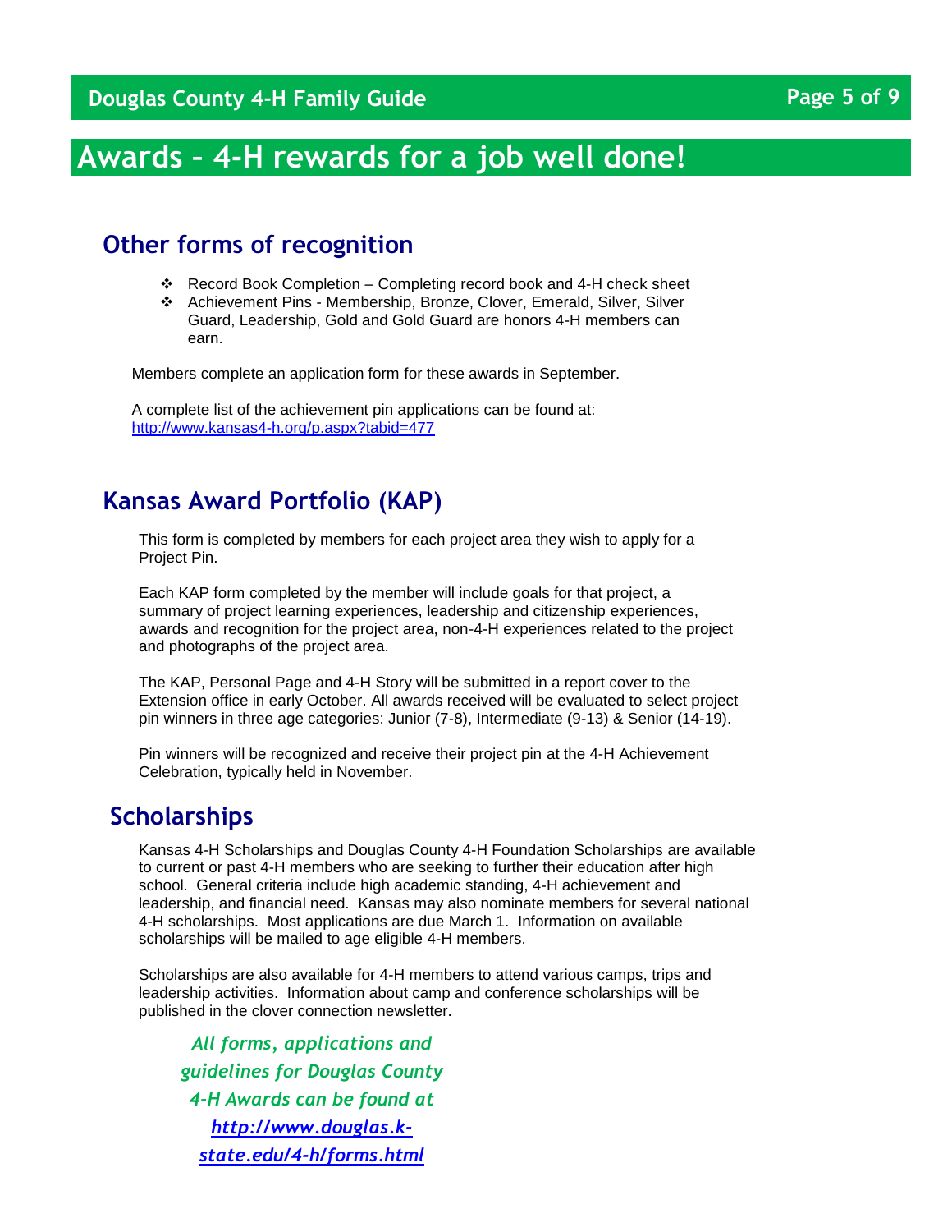// Awards – 4-H rewards for a job well done!

## Other forms of recognition

- Record Book Completion – Completing record book and 4-H check sheet
- Achievement Pins - Membership, Bronze, Clover, Emerald, Silver, Silver Guard, Leadership, Gold and Gold Guard are honors 4-H members can earn.

Members complete an application form for these awards in September.

A complete list of the achievement pin applications can be found at: http://www.kansas4-h.org/p.aspx?tabid=477

## Kansas Award Portfolio (KAP)

This form is completed by members for each project area they wish to apply for a Project Pin.

Each KAP form completed by the member will include goals for that project, a summary of project learning experiences, leadership and citizenship experiences, awards and recognition for the project area, non-4-H experiences related to the project and photographs of the project area.

The KAP, Personal Page and 4-H Story will be submitted in a report cover to the Extension office in early October. All awards received will be evaluated to select project pin winners in three age categories: Junior (7-8), Intermediate (9-13) & Senior (14-19).

Pin winners will be recognized and receive their project pin at the 4-H Achievement Celebration, typically held in November.

## Scholarships

Kansas 4-H Scholarships and Douglas County 4-H Foundation Scholarships are available to current or past 4-H members who are seeking to further their education after high school. General criteria include high academic standing, 4-H achievement and leadership, and financial need. Kansas may also nominate members for several national 4-H scholarships. Most applications are due March 1. Information on available scholarships will be mailed to age eligible 4-H members.

Scholarships are also available for 4-H members to attend various camps, trips and leadership activities. Information about camp and conference scholarships will be published in the clover connection newsletter.

***All forms, applications and guidelines for Douglas County 4-H Awards can be found at http://www.douglas.k-state.edu/4-h/forms.html***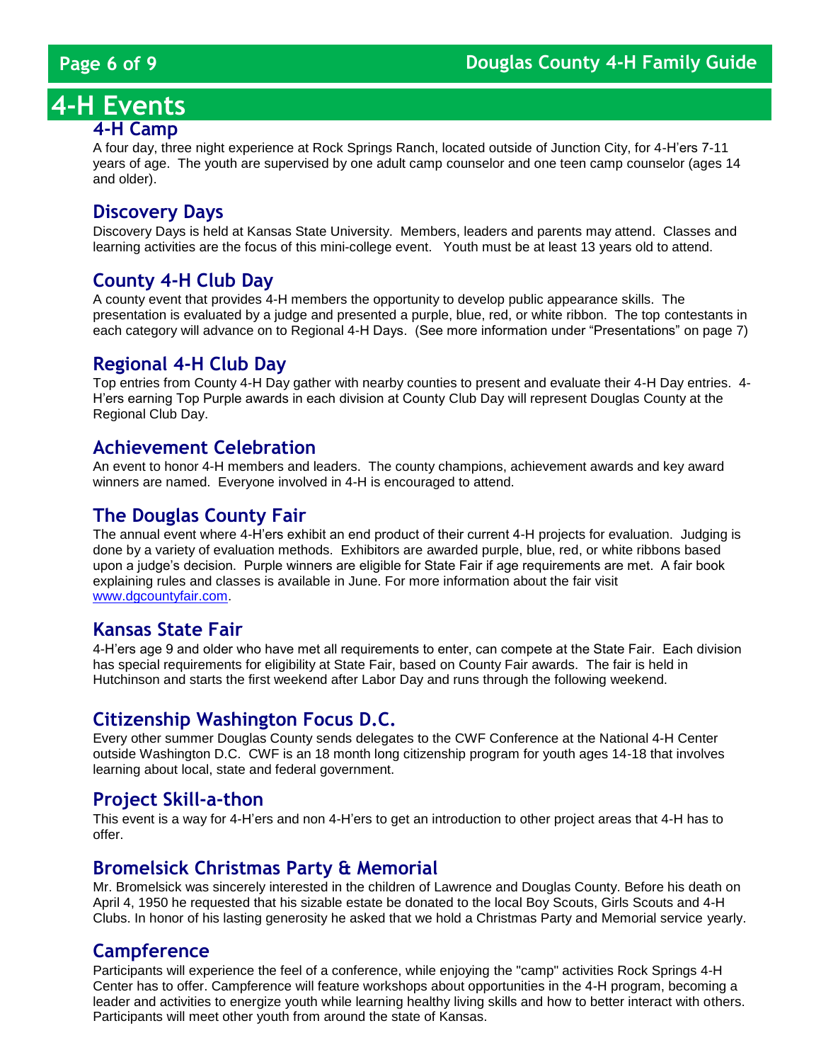# 4-H Events

## 4-H Camp

A four day, three night experience at Rock Springs Ranch, located outside of Junction City, for 4-H'ers 7-11 years of age. The youth are supervised by one adult camp counselor and one teen camp counselor (ages 14 and older).

## Discovery Days

Discovery Days is held at Kansas State University. Members, leaders and parents may attend. Classes and learning activities are the focus of this mini-college event. Youth must be at least 13 years old to attend.

## County 4-H Club Day

A county event that provides 4-H members the opportunity to develop public appearance skills. The presentation is evaluated by a judge and presented a purple, blue, red, or white ribbon. The top contestants in each category will advance on to Regional 4-H Days. (See more information under "Presentations" on page 7)

## Regional 4-H Club Day

Top entries from County 4-H Day gather with nearby counties to present and evaluate their 4-H Day entries. 4-H'ers earning Top Purple awards in each division at County Club Day will represent Douglas County at the Regional Club Day.

## Achievement Celebration

An event to honor 4-H members and leaders. The county champions, achievement awards and key award winners are named. Everyone involved in 4-H is encouraged to attend.

## The Douglas County Fair

The annual event where 4-H'ers exhibit an end product of their current 4-H projects for evaluation. Judging is done by a variety of evaluation methods. Exhibitors are awarded purple, blue, red, or white ribbons based upon a judge's decision. Purple winners are eligible for State Fair if age requirements are met. A fair book explaining rules and classes is available in June. For more information about the fair visit [www.dgcountyfair.com](www.dgcountyfair.com).

## Kansas State Fair

4-H'ers age 9 and older who have met all requirements to enter, can compete at the State Fair. Each division has special requirements for eligibility at State Fair, based on County Fair awards. The fair is held in Hutchinson and starts the first weekend after Labor Day and runs through the following weekend.

## Citizenship Washington Focus D.C.

Every other summer Douglas County sends delegates to the CWF Conference at the National 4-H Center outside Washington D.C. CWF is an 18 month long citizenship program for youth ages 14-18 that involves learning about local, state and federal government.

## Project Skill-a-thon

This event is a way for 4-H'ers and non 4-H'ers to get an introduction to other project areas that 4-H has to offer.

## Bromelsick Christmas Party & Memorial

Mr. Bromelsick was sincerely interested in the children of Lawrence and Douglas County. Before his death on April 4, 1950 he requested that his sizable estate be donated to the local Boy Scouts, Girls Scouts and 4-H Clubs. In honor of his lasting generosity he asked that we hold a Christmas Party and Memorial service yearly.

## Campference

Participants will experience the feel of a conference, while enjoying the "camp" activities Rock Springs 4-H Center has to offer. Campference will feature workshops about opportunities in the 4-H program, becoming a leader and activities to energize youth while learning healthy living skills and how to better interact with others. Participants will meet other youth from around the state of Kansas.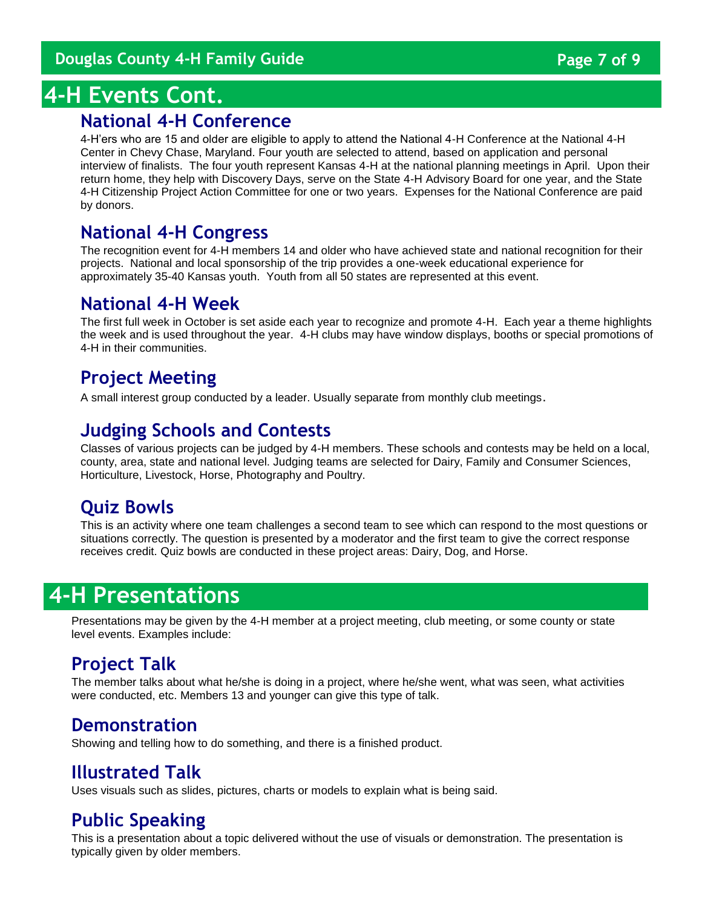# 4-H Events Cont.

## National 4-H Conference

4-H'ers who are 15 and older are eligible to apply to attend the National 4-H Conference at the National 4-H Center in Chevy Chase, Maryland. Four youth are selected to attend, based on application and personal interview of finalists. The four youth represent Kansas 4-H at the national planning meetings in April. Upon their return home, they help with Discovery Days, serve on the State 4-H Advisory Board for one year, and the State 4-H Citizenship Project Action Committee for one or two years. Expenses for the National Conference are paid by donors.

## National 4-H Congress

The recognition event for 4-H members 14 and older who have achieved state and national recognition for their projects. National and local sponsorship of the trip provides a one-week educational experience for approximately 35-40 Kansas youth. Youth from all 50 states are represented at this event.

## National 4-H Week

The first full week in October is set aside each year to recognize and promote 4-H. Each year a theme highlights the week and is used throughout the year. 4-H clubs may have window displays, booths or special promotions of 4-H in their communities.

## Project Meeting

A small interest group conducted by a leader. Usually separate from monthly club meetings.

## Judging Schools and Contests

Classes of various projects can be judged by 4-H members. These schools and contests may be held on a local, county, area, state and national level. Judging teams are selected for Dairy, Family and Consumer Sciences, Horticulture, Livestock, Horse, Photography and Poultry.

## Quiz Bowls

This is an activity where one team challenges a second team to see which can respond to the most questions or situations correctly. The question is presented by a moderator and the first team to give the correct response receives credit. Quiz bowls are conducted in these project areas: Dairy, Dog, and Horse.

# 4-H Presentations

Presentations may be given by the 4-H member at a project meeting, club meeting, or some county or state level events. Examples include:

## Project Talk

The member talks about what he/she is doing in a project, where he/she went, what was seen, what activities were conducted, etc. Members 13 and younger can give this type of talk.

## Demonstration

Showing and telling how to do something, and there is a finished product.

## Illustrated Talk

Uses visuals such as slides, pictures, charts or models to explain what is being said.

## Public Speaking

This is a presentation about a topic delivered without the use of visuals or demonstration. The presentation is typically given by older members.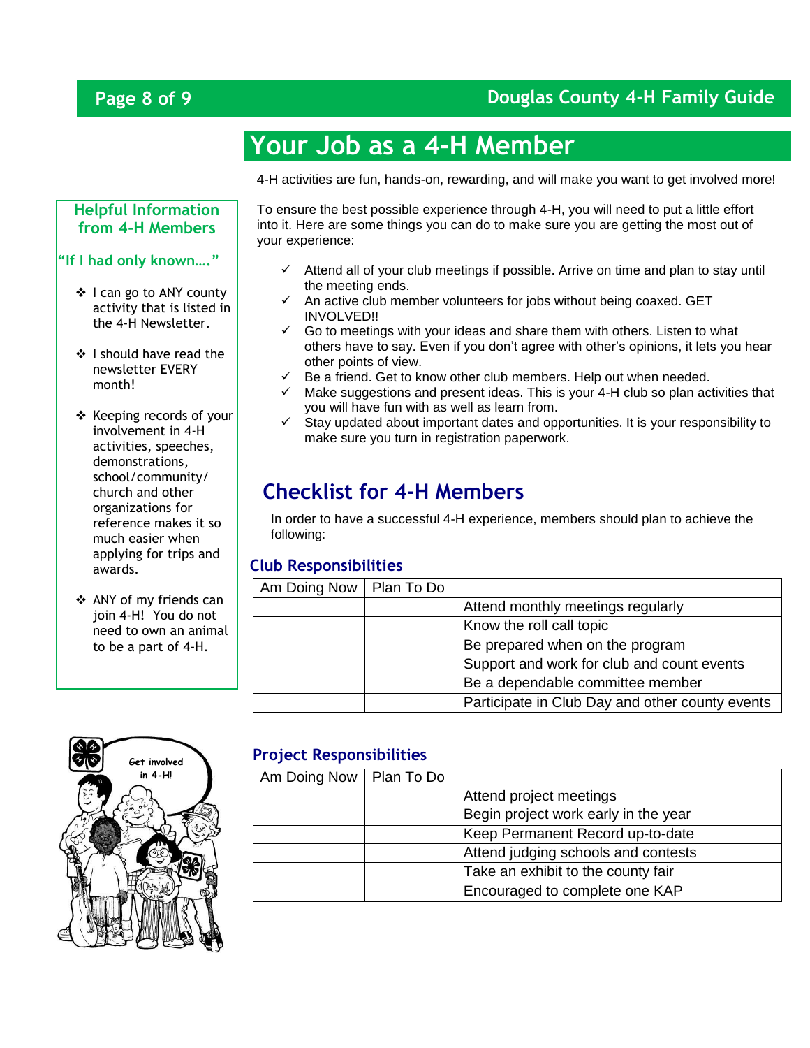# Your Job as a 4-H Member

4-H activities are fun, hands-on, rewarding, and will make you want to get involved more!

To ensure the best possible experience through 4-H, you will need to put a little effort into it. Here are some things you can do to make sure you are getting the most out of your experience:

- ✓ Attend all of your club meetings if possible. Arrive on time and plan to stay until the meeting ends.
- ✓ An active club member volunteers for jobs without being coaxed. GET INVOLVED!!
- ✓ Go to meetings with your ideas and share them with others. Listen to what others have to say. Even if you don't agree with other's opinions, it lets you hear other points of view.
- ✓ Be a friend. Get to know other club members. Help out when needed.
- ✓ Make suggestions and present ideas. This is your 4-H club so plan activities that you will have fun with as well as learn from.
- ✓ Stay updated about important dates and opportunities. It is your responsibility to make sure you turn in registration paperwork.

## Helpful Information from 4-H Members

**"If I had only known…."**

- ❖ I can go to ANY county activity that is listed in the 4-H Newsletter.
- ❖ I should have read the newsletter EVERY month!
- ❖ Keeping records of your involvement in 4-H activities, speeches, demonstrations, school/community/church and other organizations for reference makes it so much easier when applying for trips and awards.
- ❖ ANY of my friends can join 4-H! You do not need to own an animal to be a part of 4-H.

## Checklist for 4-H Members

In order to have a successful 4-H experience, members should plan to achieve the following:

### Club Responsibilities

| Am Doing Now | Plan To Do | |
|---|---|---|
| | | Attend monthly meetings regularly |
| | | Know the roll call topic |
| | | Be prepared when on the program |
| | | Support and work for club and count events |
| | | Be a dependable committee member |
| | | Participate in Club Day and other county events |

### Project Responsibilities

| Am Doing Now | Plan To Do | |
|---|---|---|
| | | Attend project meetings |
| | | Begin project work early in the year |
| | | Keep Permanent Record up-to-date |
| | | Attend judging schools and contests |
| | | Take an exhibit to the county fair |
| | | Encouraged to complete one KAP |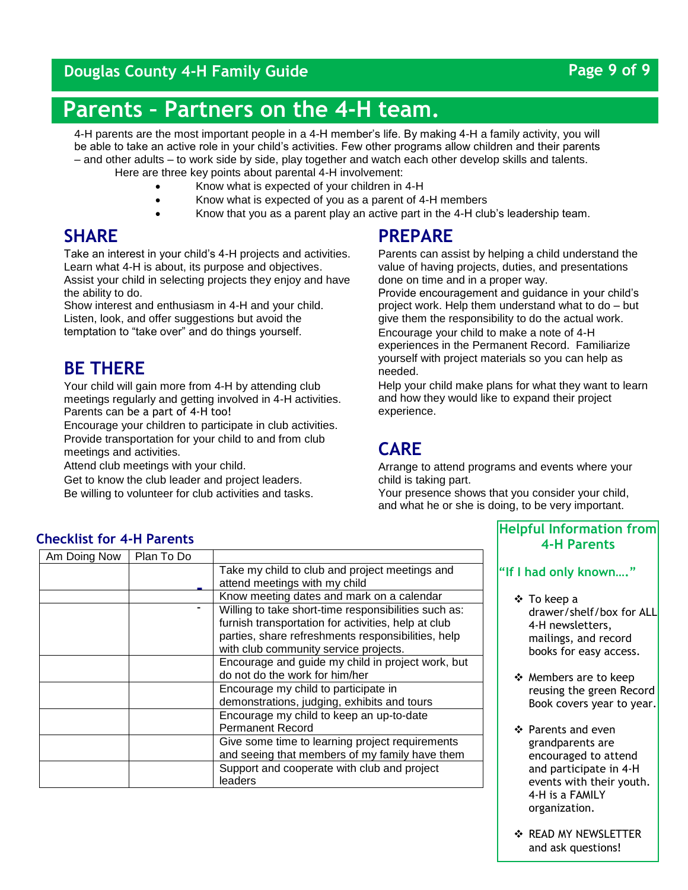# Parents – Partners on the 4-H team.

4-H parents are the most important people in a 4-H member's life. By making 4-H a family activity, you will be able to take an active role in your child's activities. Few other programs allow children and their parents – and other adults – to work side by side, play together and watch each other develop skills and talents.

Here are three key points about parental 4-H involvement:

- Know what is expected of your children in 4-H
- Know what is expected of you as a parent of 4-H members
- Know that you as a parent play an active part in the 4-H club's leadership team.

## SHARE

Take an interest in your child's 4-H projects and activities. Learn what 4-H is about, its purpose and objectives.
Assist your child in selecting projects they enjoy and have the ability to do.
Show interest and enthusiasm in 4-H and your child. Listen, look, and offer suggestions but avoid the temptation to "take over" and do things yourself.

## BE THERE

Your child will gain more from 4-H by attending club meetings regularly and getting involved in 4-H activities. Parents can be a part of 4-H too!
Encourage your children to participate in club activities.
Provide transportation for your child to and from club meetings and activities.
Attend club meetings with your child.
Get to know the club leader and project leaders.
Be willing to volunteer for club activities and tasks.

## PREPARE

Parents can assist by helping a child understand the value of having projects, duties, and presentations done on time and in a proper way.
Provide encouragement and guidance in your child's project work. Help them understand what to do – but give them the responsibility to do the actual work.
Encourage your child to make a note of 4-H experiences in the Permanent Record. Familiarize yourself with project materials so you can help as needed.
Help your child make plans for what they want to learn and how they would like to expand their project experience.

## CARE

Arrange to attend programs and events where your child is taking part.
Your presence shows that you consider your child, and what he or she is doing, to be very important.

### Checklist for 4-H Parents

| Am Doing Now | Plan To Do | |
|---|---|---|
| | | Take my child to club and project meetings and attend meetings with my child |
| | | Know meeting dates and mark on a calendar |
| | | Willing to take short-time responsibilities such as: furnish transportation for activities, help at club parties, share refreshments responsibilities, help with club community service projects. |
| | | Encourage and guide my child in project work, but do not do the work for him/her |
| | | Encourage my child to participate in demonstrations, judging, exhibits and tours |
| | | Encourage my child to keep an up-to-date Permanent Record |
| | | Give some time to learning project requirements and seeing that members of my family have them |
| | | Support and cooperate with club and project leaders |

### Helpful Information from 4-H Parents

**"If I had only known…."**

- To keep a drawer/shelf/box for ALL 4-H newsletters, mailings, and record books for easy access.
- Members are to keep reusing the green Record Book covers year to year.
- Parents and even grandparents are encouraged to attend and participate in 4-H events with their youth. 4-H is a FAMILY organization.
- READ MY NEWSLETTER and ask questions!